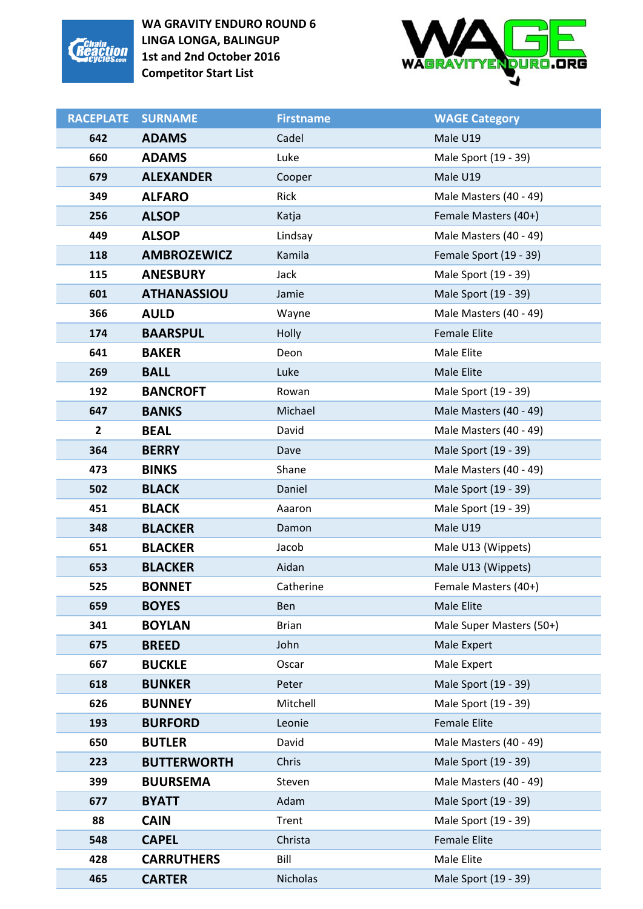**WA GRAVITY ENDURO ROUND 6**
**LINGA LONGA, BALINGUP**
**1st and 2nd October 2016**
**Competitor Start List**

| RACEPLATE | SURNAME | Firstname | WAGE Category |
|---|---|---|---|
| 642 | ADAMS | Cadel | Male U19 |
| 660 | ADAMS | Luke | Male Sport (19 - 39) |
| 679 | ALEXANDER | Cooper | Male U19 |
| 349 | ALFARO | Rick | Male Masters (40 - 49) |
| 256 | ALSOP | Katja | Female Masters (40+) |
| 449 | ALSOP | Lindsay | Male Masters (40 - 49) |
| 118 | AMBROZEWICZ | Kamila | Female Sport (19 - 39) |
| 115 | ANESBURY | Jack | Male Sport (19 - 39) |
| 601 | ATHANASSIOU | Jamie | Male Sport (19 - 39) |
| 366 | AULD | Wayne | Male Masters (40 - 49) |
| 174 | BAARSPUL | Holly | Female Elite |
| 641 | BAKER | Deon | Male Elite |
| 269 | BALL | Luke | Male Elite |
| 192 | BANCROFT | Rowan | Male Sport (19 - 39) |
| 647 | BANKS | Michael | Male Masters (40 - 49) |
| 2 | BEAL | David | Male Masters (40 - 49) |
| 364 | BERRY | Dave | Male Sport (19 - 39) |
| 473 | BINKS | Shane | Male Masters (40 - 49) |
| 502 | BLACK | Daniel | Male Sport (19 - 39) |
| 451 | BLACK | Aaaron | Male Sport (19 - 39) |
| 348 | BLACKER | Damon | Male U19 |
| 651 | BLACKER | Jacob | Male U13 (Wippets) |
| 653 | BLACKER | Aidan | Male U13 (Wippets) |
| 525 | BONNET | Catherine | Female Masters (40+) |
| 659 | BOYES | Ben | Male Elite |
| 341 | BOYLAN | Brian | Male Super Masters (50+) |
| 675 | BREED | John | Male Expert |
| 667 | BUCKLE | Oscar | Male Expert |
| 618 | BUNKER | Peter | Male Sport (19 - 39) |
| 626 | BUNNEY | Mitchell | Male Sport (19 - 39) |
| 193 | BURFORD | Leonie | Female Elite |
| 650 | BUTLER | David | Male Masters (40 - 49) |
| 223 | BUTTERWORTH | Chris | Male Sport (19 - 39) |
| 399 | BUURSEMA | Steven | Male Masters (40 - 49) |
| 677 | BYATT | Adam | Male Sport (19 - 39) |
| 88 | CAIN | Trent | Male Sport (19 - 39) |
| 548 | CAPEL | Christa | Female Elite |
| 428 | CARRUTHERS | Bill | Male Elite |
| 465 | CARTER | Nicholas | Male Sport (19 - 39) |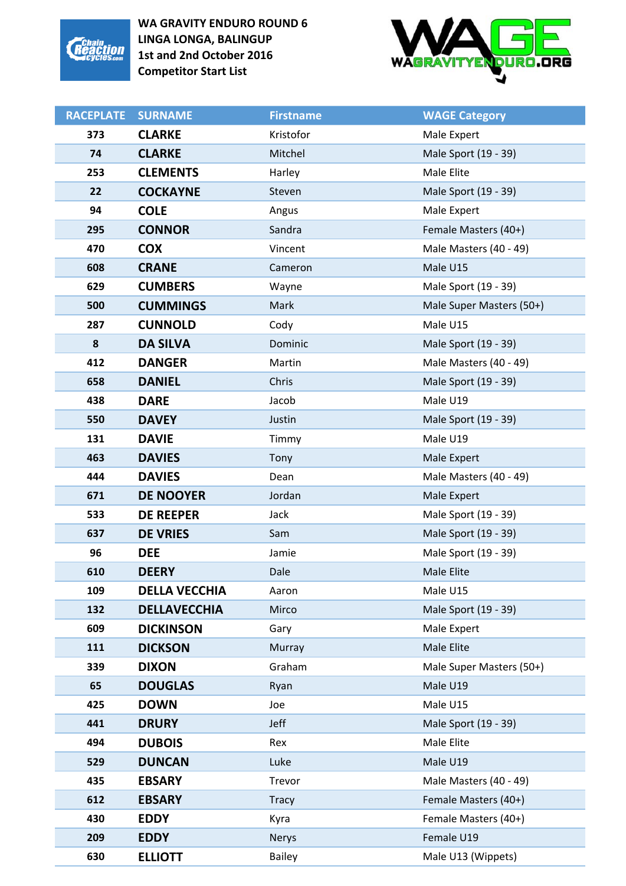**WA GRAVITY ENDURO ROUND 6**
**LINGA LONGA, BALINGUP**
**1st and 2nd October 2016**
**Competitor Start List**

| RACEPLATE | SURNAME | Firstname | WAGE Category |
|---|---|---|---|
| 373 | CLARKE | Kristofor | Male Expert |
| 74 | CLARKE | Mitchel | Male Sport (19 - 39) |
| 253 | CLEMENTS | Harley | Male Elite |
| 22 | COCKAYNE | Steven | Male Sport (19 - 39) |
| 94 | COLE | Angus | Male Expert |
| 295 | CONNOR | Sandra | Female Masters (40+) |
| 470 | COX | Vincent | Male Masters (40 - 49) |
| 608 | CRANE | Cameron | Male U15 |
| 629 | CUMBERS | Wayne | Male Sport (19 - 39) |
| 500 | CUMMINGS | Mark | Male Super Masters (50+) |
| 287 | CUNNOLD | Cody | Male U15 |
| 8 | DA SILVA | Dominic | Male Sport (19 - 39) |
| 412 | DANGER | Martin | Male Masters (40 - 49) |
| 658 | DANIEL | Chris | Male Sport (19 - 39) |
| 438 | DARE | Jacob | Male U19 |
| 550 | DAVEY | Justin | Male Sport (19 - 39) |
| 131 | DAVIE | Timmy | Male U19 |
| 463 | DAVIES | Tony | Male Expert |
| 444 | DAVIES | Dean | Male Masters (40 - 49) |
| 671 | DE NOOYER | Jordan | Male Expert |
| 533 | DE REEPER | Jack | Male Sport (19 - 39) |
| 637 | DE VRIES | Sam | Male Sport (19 - 39) |
| 96 | DEE | Jamie | Male Sport (19 - 39) |
| 610 | DEERY | Dale | Male Elite |
| 109 | DELLA VECCHIA | Aaron | Male U15 |
| 132 | DELLAVECCHIA | Mirco | Male Sport (19 - 39) |
| 609 | DICKINSON | Gary | Male Expert |
| 111 | DICKSON | Murray | Male Elite |
| 339 | DIXON | Graham | Male Super Masters (50+) |
| 65 | DOUGLAS | Ryan | Male U19 |
| 425 | DOWN | Joe | Male U15 |
| 441 | DRURY | Jeff | Male Sport (19 - 39) |
| 494 | DUBOIS | Rex | Male Elite |
| 529 | DUNCAN | Luke | Male U19 |
| 435 | EBSARY | Trevor | Male Masters (40 - 49) |
| 612 | EBSARY | Tracy | Female Masters (40+) |
| 430 | EDDY | Kyra | Female Masters (40+) |
| 209 | EDDY | Nerys | Female U19 |
| 630 | ELLIOTT | Bailey | Male U13 (Wippets) |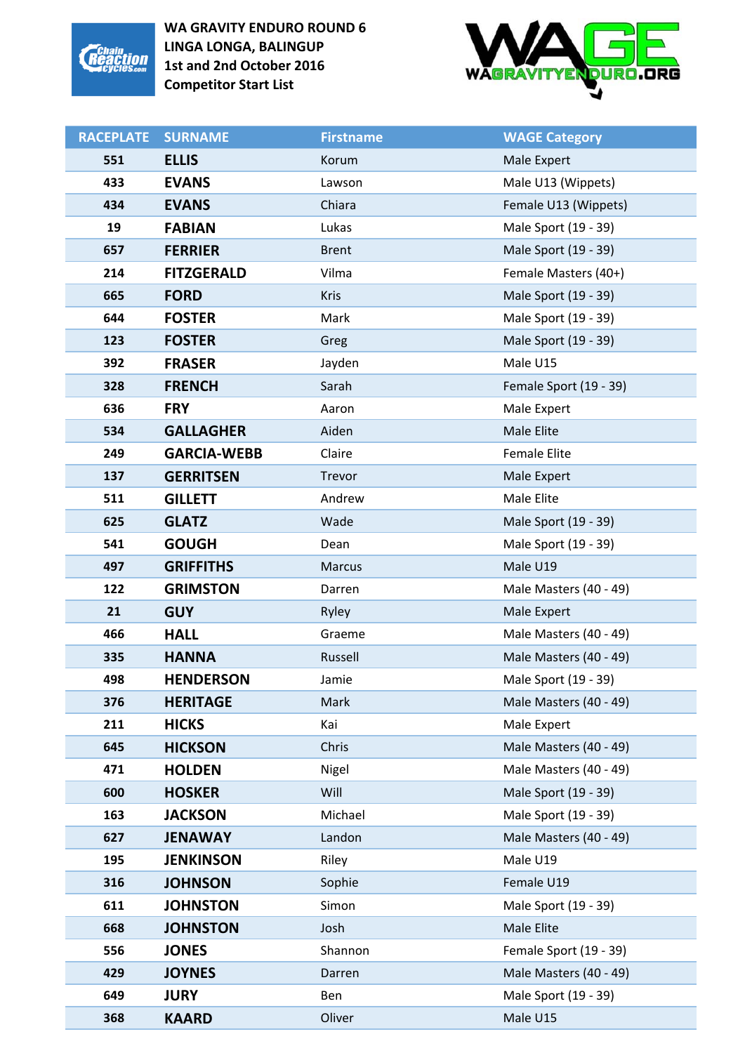**WA GRAVITY ENDURO ROUND 6**
**LINGA LONGA, BALINGUP**
**1st and 2nd October 2016**
**Competitor Start List**

| RACEPLATE | SURNAME | Firstname | WAGE Category |
|---|---|---|---|
| 551 | ELLIS | Korum | Male Expert |
| 433 | EVANS | Lawson | Male U13 (Wippets) |
| 434 | EVANS | Chiara | Female U13 (Wippets) |
| 19 | FABIAN | Lukas | Male Sport (19 - 39) |
| 657 | FERRIER | Brent | Male Sport (19 - 39) |
| 214 | FITZGERALD | Vilma | Female Masters (40+) |
| 665 | FORD | Kris | Male Sport (19 - 39) |
| 644 | FOSTER | Mark | Male Sport (19 - 39) |
| 123 | FOSTER | Greg | Male Sport (19 - 39) |
| 392 | FRASER | Jayden | Male U15 |
| 328 | FRENCH | Sarah | Female Sport (19 - 39) |
| 636 | FRY | Aaron | Male Expert |
| 534 | GALLAGHER | Aiden | Male Elite |
| 249 | GARCIA-WEBB | Claire | Female Elite |
| 137 | GERRITSEN | Trevor | Male Expert |
| 511 | GILLETT | Andrew | Male Elite |
| 625 | GLATZ | Wade | Male Sport (19 - 39) |
| 541 | GOUGH | Dean | Male Sport (19 - 39) |
| 497 | GRIFFITHS | Marcus | Male U19 |
| 122 | GRIMSTON | Darren | Male Masters (40 - 49) |
| 21 | GUY | Ryley | Male Expert |
| 466 | HALL | Graeme | Male Masters (40 - 49) |
| 335 | HANNA | Russell | Male Masters (40 - 49) |
| 498 | HENDERSON | Jamie | Male Sport (19 - 39) |
| 376 | HERITAGE | Mark | Male Masters (40 - 49) |
| 211 | HICKS | Kai | Male Expert |
| 645 | HICKSON | Chris | Male Masters (40 - 49) |
| 471 | HOLDEN | Nigel | Male Masters (40 - 49) |
| 600 | HOSKER | Will | Male Sport (19 - 39) |
| 163 | JACKSON | Michael | Male Sport (19 - 39) |
| 627 | JENAWAY | Landon | Male Masters (40 - 49) |
| 195 | JENKINSON | Riley | Male U19 |
| 316 | JOHNSON | Sophie | Female U19 |
| 611 | JOHNSTON | Simon | Male Sport (19 - 39) |
| 668 | JOHNSTON | Josh | Male Elite |
| 556 | JONES | Shannon | Female Sport (19 - 39) |
| 429 | JOYNES | Darren | Male Masters (40 - 49) |
| 649 | JURY | Ben | Male Sport (19 - 39) |
| 368 | KAARD | Oliver | Male U15 |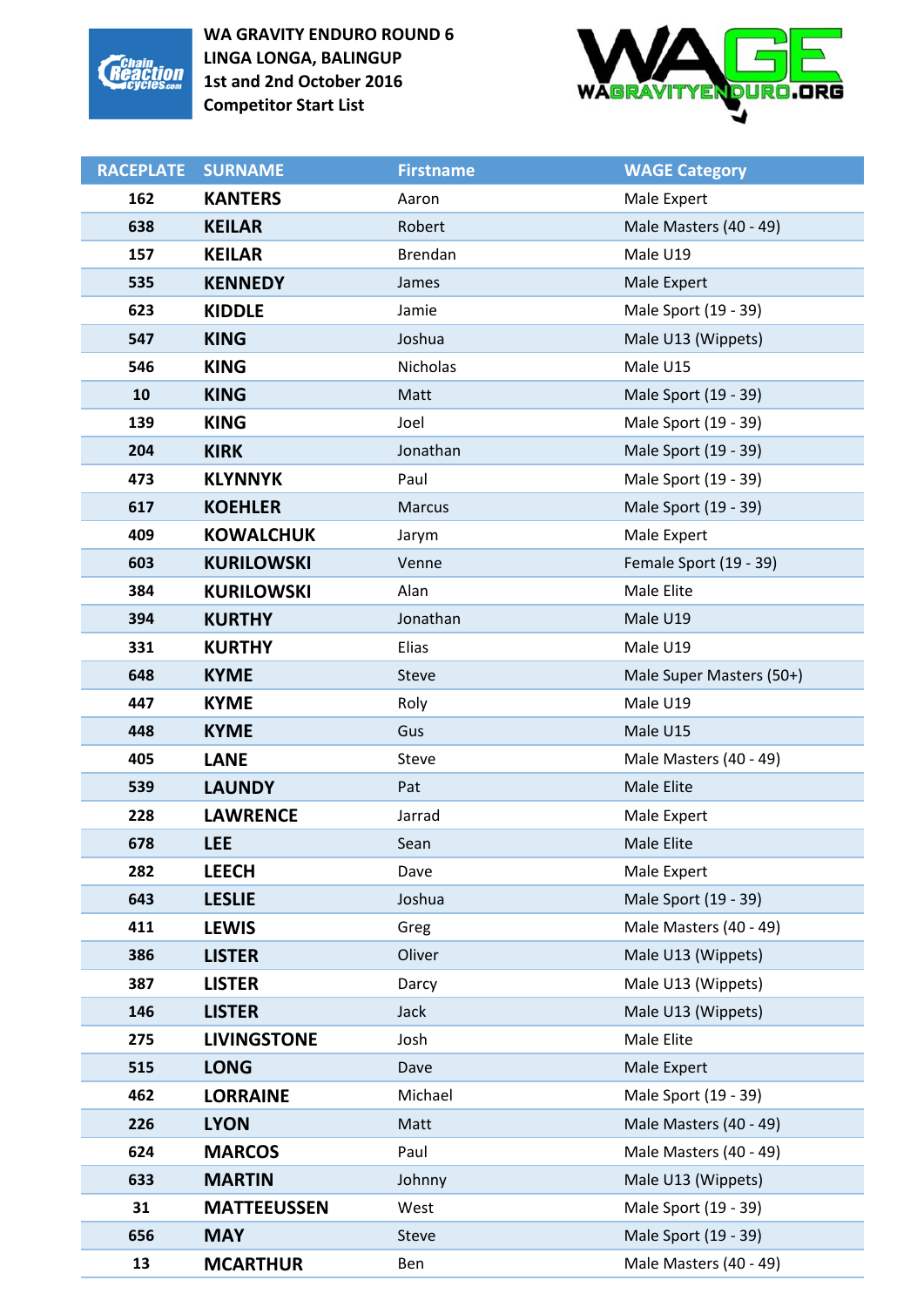**WA GRAVITY ENDURO ROUND 6**
**LINGA LONGA, BALINGUP**
**1st and 2nd October 2016**
**Competitor Start List**

| RACEPLATE | SURNAME | Firstname | WAGE Category |
|---|---|---|---|
| 162 | **KANTERS** | Aaron | Male Expert |
| 638 | **KEILAR** | Robert | Male Masters (40 - 49) |
| 157 | **KEILAR** | Brendan | Male U19 |
| 535 | **KENNEDY** | James | Male Expert |
| 623 | **KIDDLE** | Jamie | Male Sport (19 - 39) |
| 547 | **KING** | Joshua | Male U13 (Wippets) |
| 546 | **KING** | Nicholas | Male U15 |
| 10 | **KING** | Matt | Male Sport (19 - 39) |
| 139 | **KING** | Joel | Male Sport (19 - 39) |
| 204 | **KIRK** | Jonathan | Male Sport (19 - 39) |
| 473 | **KLYNNYK** | Paul | Male Sport (19 - 39) |
| 617 | **KOEHLER** | Marcus | Male Sport (19 - 39) |
| 409 | **KOWALCHUK** | Jarym | Male Expert |
| 603 | **KURILOWSKI** | Venne | Female Sport (19 - 39) |
| 384 | **KURILOWSKI** | Alan | Male Elite |
| 394 | **KURTHY** | Jonathan | Male U19 |
| 331 | **KURTHY** | Elias | Male U19 |
| 648 | **KYME** | Steve | Male Super Masters (50+) |
| 447 | **KYME** | Roly | Male U19 |
| 448 | **KYME** | Gus | Male U15 |
| 405 | **LANE** | Steve | Male Masters (40 - 49) |
| 539 | **LAUNDY** | Pat | Male Elite |
| 228 | **LAWRENCE** | Jarrad | Male Expert |
| 678 | **LEE** | Sean | Male Elite |
| 282 | **LEECH** | Dave | Male Expert |
| 643 | **LESLIE** | Joshua | Male Sport (19 - 39) |
| 411 | **LEWIS** | Greg | Male Masters (40 - 49) |
| 386 | **LISTER** | Oliver | Male U13 (Wippets) |
| 387 | **LISTER** | Darcy | Male U13 (Wippets) |
| 146 | **LISTER** | Jack | Male U13 (Wippets) |
| 275 | **LIVINGSTONE** | Josh | Male Elite |
| 515 | **LONG** | Dave | Male Expert |
| 462 | **LORRAINE** | Michael | Male Sport (19 - 39) |
| 226 | **LYON** | Matt | Male Masters (40 - 49) |
| 624 | **MARCOS** | Paul | Male Masters (40 - 49) |
| 633 | **MARTIN** | Johnny | Male U13 (Wippets) |
| 31 | **MATTEEUSSEN** | West | Male Sport (19 - 39) |
| 656 | **MAY** | Steve | Male Sport (19 - 39) |
| 13 | **MCARTHUR** | Ben | Male Masters (40 - 49) |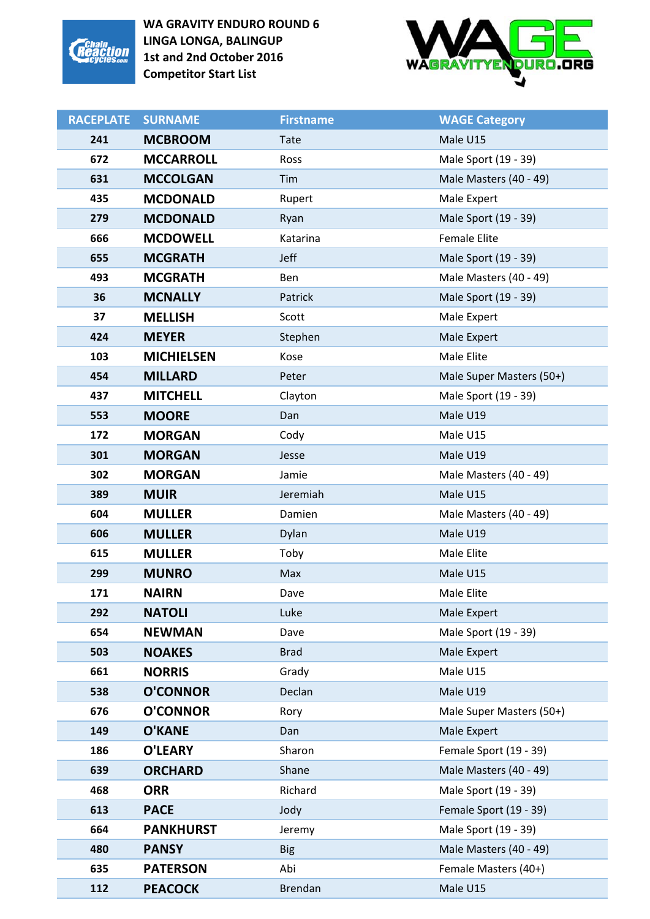**WA GRAVITY ENDURO ROUND 6**
**LINGA LONGA, BALINGUP**
**1st and 2nd October 2016**
**Competitor Start List**

| RACEPLATE | SURNAME | Firstname | WAGE Category |
|---|---|---|---|
| 241 | MCBROOM | Tate | Male U15 |
| 672 | MCCARROLL | Ross | Male Sport (19 - 39) |
| 631 | MCCOLGAN | Tim | Male Masters (40 - 49) |
| 435 | MCDONALD | Rupert | Male Expert |
| 279 | MCDONALD | Ryan | Male Sport (19 - 39) |
| 666 | MCDOWELL | Katarina | Female Elite |
| 655 | MCGRATH | Jeff | Male Sport (19 - 39) |
| 493 | MCGRATH | Ben | Male Masters (40 - 49) |
| 36 | MCNALLY | Patrick | Male Sport (19 - 39) |
| 37 | MELLISH | Scott | Male Expert |
| 424 | MEYER | Stephen | Male Expert |
| 103 | MICHIELSEN | Kose | Male Elite |
| 454 | MILLARD | Peter | Male Super Masters (50+) |
| 437 | MITCHELL | Clayton | Male Sport (19 - 39) |
| 553 | MOORE | Dan | Male U19 |
| 172 | MORGAN | Cody | Male U15 |
| 301 | MORGAN | Jesse | Male U19 |
| 302 | MORGAN | Jamie | Male Masters (40 - 49) |
| 389 | MUIR | Jeremiah | Male U15 |
| 604 | MULLER | Damien | Male Masters (40 - 49) |
| 606 | MULLER | Dylan | Male U19 |
| 615 | MULLER | Toby | Male Elite |
| 299 | MUNRO | Max | Male U15 |
| 171 | NAIRN | Dave | Male Elite |
| 292 | NATOLI | Luke | Male Expert |
| 654 | NEWMAN | Dave | Male Sport (19 - 39) |
| 503 | NOAKES | Brad | Male Expert |
| 661 | NORRIS | Grady | Male U15 |
| 538 | O'CONNOR | Declan | Male U19 |
| 676 | O'CONNOR | Rory | Male Super Masters (50+) |
| 149 | O'KANE | Dan | Male Expert |
| 186 | O'LEARY | Sharon | Female Sport (19 - 39) |
| 639 | ORCHARD | Shane | Male Masters (40 - 49) |
| 468 | ORR | Richard | Male Sport (19 - 39) |
| 613 | PACE | Jody | Female Sport (19 - 39) |
| 664 | PANKHURST | Jeremy | Male Sport (19 - 39) |
| 480 | PANSY | Big | Male Masters (40 - 49) |
| 635 | PATERSON | Abi | Female Masters (40+) |
| 112 | PEACOCK | Brendan | Male U15 |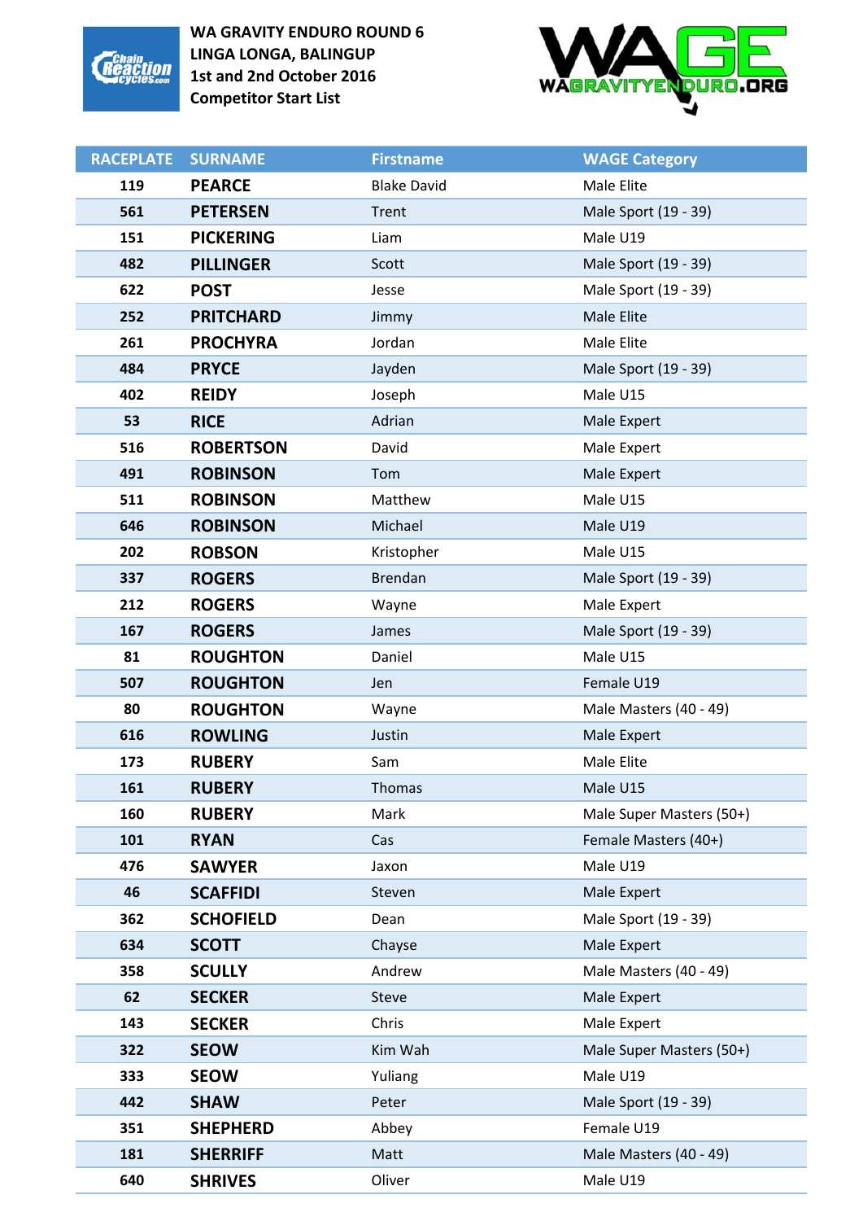**WA GRAVITY ENDURO ROUND 6**
**LINGA LONGA, BALINGUP**
**1st and 2nd October 2016**
**Competitor Start List**

| RACEPLATE | SURNAME | Firstname | WAGE Category |
|---|---|---|---|
| 119 | PEARCE | Blake David | Male Elite |
| 561 | PETERSEN | Trent | Male Sport (19 - 39) |
| 151 | PICKERING | Liam | Male U19 |
| 482 | PILLINGER | Scott | Male Sport (19 - 39) |
| 622 | POST | Jesse | Male Sport (19 - 39) |
| 252 | PRITCHARD | Jimmy | Male Elite |
| 261 | PROCHYRA | Jordan | Male Elite |
| 484 | PRYCE | Jayden | Male Sport (19 - 39) |
| 402 | REIDY | Joseph | Male U15 |
| 53 | RICE | Adrian | Male Expert |
| 516 | ROBERTSON | David | Male Expert |
| 491 | ROBINSON | Tom | Male Expert |
| 511 | ROBINSON | Matthew | Male U15 |
| 646 | ROBINSON | Michael | Male U19 |
| 202 | ROBSON | Kristopher | Male U15 |
| 337 | ROGERS | Brendan | Male Sport (19 - 39) |
| 212 | ROGERS | Wayne | Male Expert |
| 167 | ROGERS | James | Male Sport (19 - 39) |
| 81 | ROUGHTON | Daniel | Male U15 |
| 507 | ROUGHTON | Jen | Female U19 |
| 80 | ROUGHTON | Wayne | Male Masters (40 - 49) |
| 616 | ROWLING | Justin | Male Expert |
| 173 | RUBERY | Sam | Male Elite |
| 161 | RUBERY | Thomas | Male U15 |
| 160 | RUBERY | Mark | Male Super Masters (50+) |
| 101 | RYAN | Cas | Female Masters (40+) |
| 476 | SAWYER | Jaxon | Male U19 |
| 46 | SCAFFIDI | Steven | Male Expert |
| 362 | SCHOFIELD | Dean | Male Sport (19 - 39) |
| 634 | SCOTT | Chayse | Male Expert |
| 358 | SCULLY | Andrew | Male Masters (40 - 49) |
| 62 | SECKER | Steve | Male Expert |
| 143 | SECKER | Chris | Male Expert |
| 322 | SEOW | Kim Wah | Male Super Masters (50+) |
| 333 | SEOW | Yuliang | Male U19 |
| 442 | SHAW | Peter | Male Sport (19 - 39) |
| 351 | SHEPHERD | Abbey | Female U19 |
| 181 | SHERRIFF | Matt | Male Masters (40 - 49) |
| 640 | SHRIVES | Oliver | Male U19 |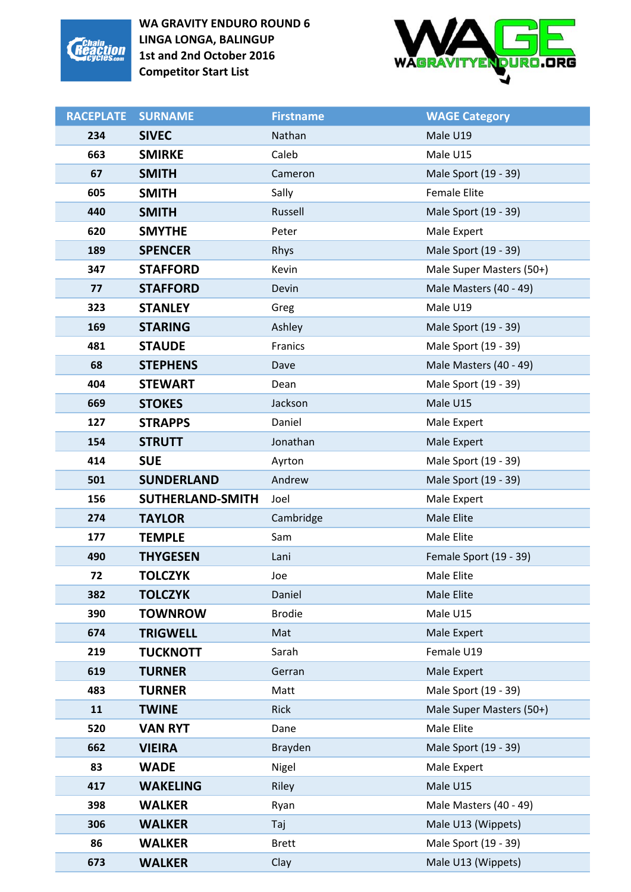**WA GRAVITY ENDURO ROUND 6**
**LINGA LONGA, BALINGUP**
**1st and 2nd October 2016**
**Competitor Start List**

| RACEPLATE | SURNAME | Firstname | WAGE Category |
|---|---|---|---|
| 234 | SIVEC | Nathan | Male U19 |
| 663 | SMIRKE | Caleb | Male U15 |
| 67 | SMITH | Cameron | Male Sport (19 - 39) |
| 605 | SMITH | Sally | Female Elite |
| 440 | SMITH | Russell | Male Sport (19 - 39) |
| 620 | SMYTHE | Peter | Male Expert |
| 189 | SPENCER | Rhys | Male Sport (19 - 39) |
| 347 | STAFFORD | Kevin | Male Super Masters (50+) |
| 77 | STAFFORD | Devin | Male Masters (40 - 49) |
| 323 | STANLEY | Greg | Male U19 |
| 169 | STARING | Ashley | Male Sport (19 - 39) |
| 481 | STAUDE | Franics | Male Sport (19 - 39) |
| 68 | STEPHENS | Dave | Male Masters (40 - 49) |
| 404 | STEWART | Dean | Male Sport (19 - 39) |
| 669 | STOKES | Jackson | Male U15 |
| 127 | STRAPPS | Daniel | Male Expert |
| 154 | STRUTT | Jonathan | Male Expert |
| 414 | SUE | Ayrton | Male Sport (19 - 39) |
| 501 | SUNDERLAND | Andrew | Male Sport (19 - 39) |
| 156 | SUTHERLAND-SMITH | Joel | Male Expert |
| 274 | TAYLOR | Cambridge | Male Elite |
| 177 | TEMPLE | Sam | Male Elite |
| 490 | THYGESEN | Lani | Female Sport (19 - 39) |
| 72 | TOLCZYK | Joe | Male Elite |
| 382 | TOLCZYK | Daniel | Male Elite |
| 390 | TOWNROW | Brodie | Male U15 |
| 674 | TRIGWELL | Mat | Male Expert |
| 219 | TUCKNOTT | Sarah | Female U19 |
| 619 | TURNER | Gerran | Male Expert |
| 483 | TURNER | Matt | Male Sport (19 - 39) |
| 11 | TWINE | Rick | Male Super Masters (50+) |
| 520 | VAN RYT | Dane | Male Elite |
| 662 | VIEIRA | Brayden | Male Sport (19 - 39) |
| 83 | WADE | Nigel | Male Expert |
| 417 | WAKELING | Riley | Male U15 |
| 398 | WALKER | Ryan | Male Masters (40 - 49) |
| 306 | WALKER | Taj | Male U13 (Wippets) |
| 86 | WALKER | Brett | Male Sport (19 - 39) |
| 673 | WALKER | Clay | Male U13 (Wippets) |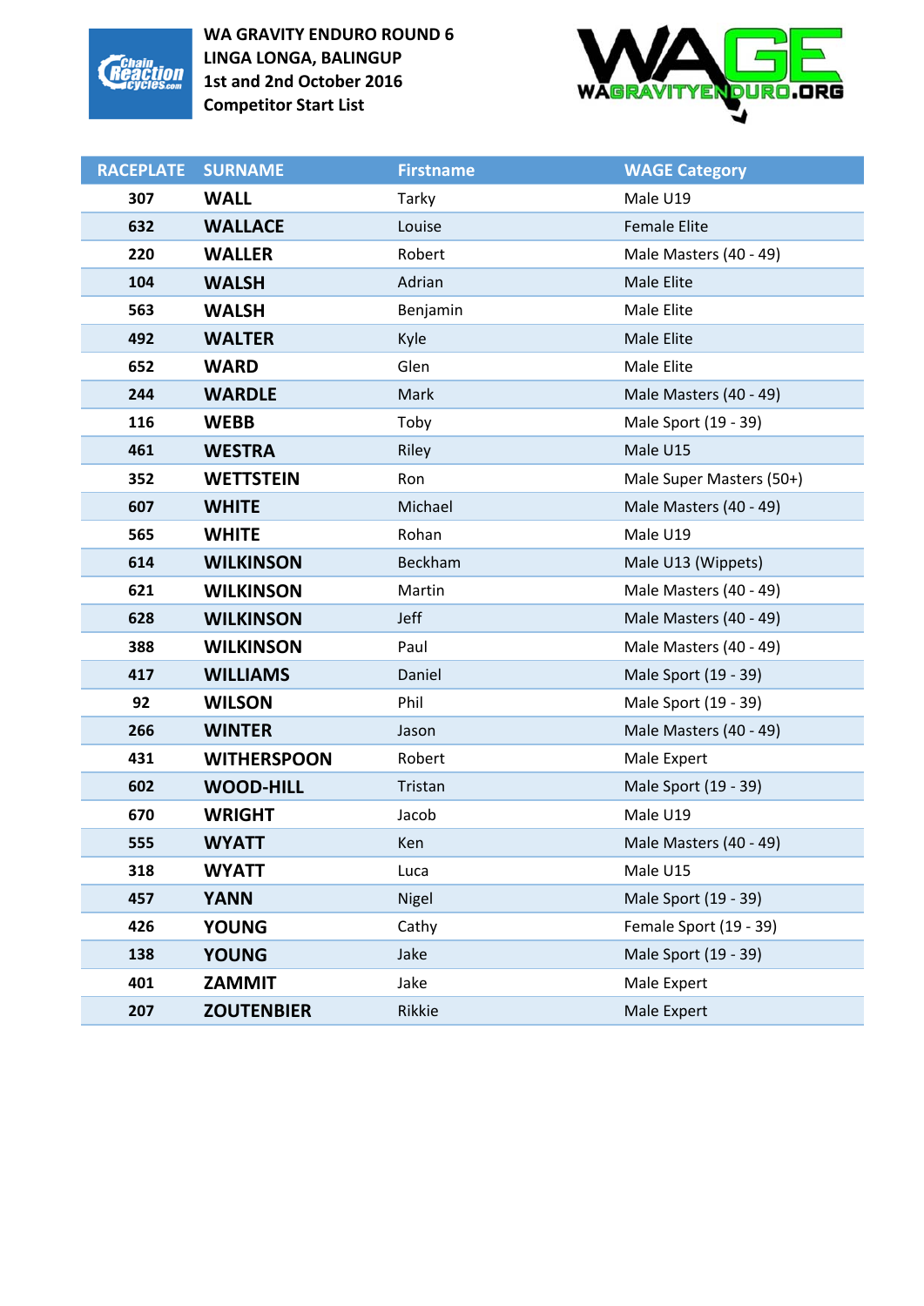**WA GRAVITY ENDURO ROUND 6**
**LINGA LONGA, BALINGUP**
**1st and 2nd October 2016**
**Competitor Start List**

| RACEPLATE | SURNAME | Firstname | WAGE Category |
|---|---|---|---|
| 307 | WALL | Tarky | Male U19 |
| 632 | WALLACE | Louise | Female Elite |
| 220 | WALLER | Robert | Male Masters (40 - 49) |
| 104 | WALSH | Adrian | Male Elite |
| 563 | WALSH | Benjamin | Male Elite |
| 492 | WALTER | Kyle | Male Elite |
| 652 | WARD | Glen | Male Elite |
| 244 | WARDLE | Mark | Male Masters (40 - 49) |
| 116 | WEBB | Toby | Male Sport (19 - 39) |
| 461 | WESTRA | Riley | Male U15 |
| 352 | WETTSTEIN | Ron | Male Super Masters (50+) |
| 607 | WHITE | Michael | Male Masters (40 - 49) |
| 565 | WHITE | Rohan | Male U19 |
| 614 | WILKINSON | Beckham | Male U13 (Wippets) |
| 621 | WILKINSON | Martin | Male Masters (40 - 49) |
| 628 | WILKINSON | Jeff | Male Masters (40 - 49) |
| 388 | WILKINSON | Paul | Male Masters (40 - 49) |
| 417 | WILLIAMS | Daniel | Male Sport (19 - 39) |
| 92 | WILSON | Phil | Male Sport (19 - 39) |
| 266 | WINTER | Jason | Male Masters (40 - 49) |
| 431 | WITHERSPOON | Robert | Male Expert |
| 602 | WOOD-HILL | Tristan | Male Sport (19 - 39) |
| 670 | WRIGHT | Jacob | Male U19 |
| 555 | WYATT | Ken | Male Masters (40 - 49) |
| 318 | WYATT | Luca | Male U15 |
| 457 | YANN | Nigel | Male Sport (19 - 39) |
| 426 | YOUNG | Cathy | Female Sport (19 - 39) |
| 138 | YOUNG | Jake | Male Sport (19 - 39) |
| 401 | ZAMMIT | Jake | Male Expert |
| 207 | ZOUTENBIER | Rikkie | Male Expert |